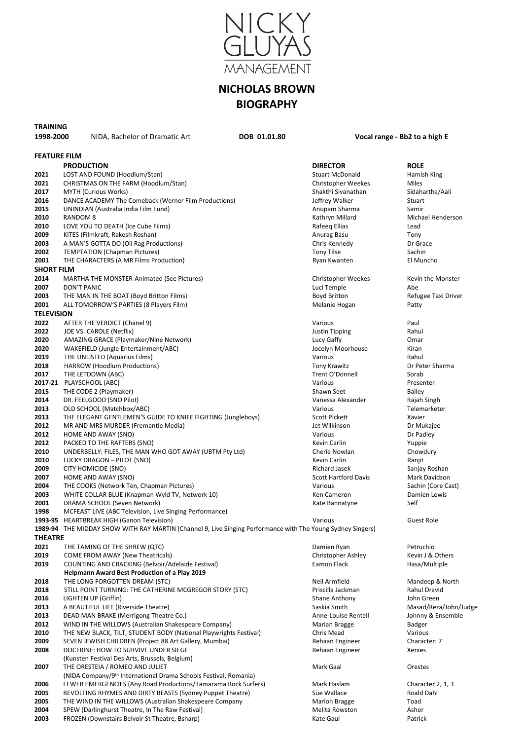# NICKY GLUYAS MANAGEMENT

## NICHOLAS BROWN
## BIOGRAPHY

**TRAINING**

**1998-2000** NIDA, Bachelor of Dramatic Art **DOB 01.01.80** **Vocal range - Bb2 to a high E**

**FEATURE FILM**

| | **PRODUCTION** | **DIRECTOR** | **ROLE** |
|---|---|---|---|
| **2021** | LOST AND FOUND (Hoodlum/Stan) | Stuart McDonald | Hamish King |
| **2021** | CHRISTMAS ON THE FARM (Hoodlum/Stan) | Christopher Weekes | Miles |
| **2017** | MYTH (Curious Works) | Shakthi Sivanathan | Sidahartha/Aali |
| **2016** | DANCE ACADEMY-The Comeback (Werner Film Productions) | Jeffrey Walker | Stuart |
| **2015** | UNINDIAN (Australia India Film Fund) | Anupam Sharma | Samir |
| **2010** | RANDOM 8 | Kathryn Millard | Michael Henderson |
| **2010** | LOVE YOU TO DEATH (Ice Cube Films) | Rafeeq Ellias | Lead |
| **2009** | KITES (Filmkraft, Rakesh Roshan) | Anurag Basu | Tony |
| **2003** | A MAN'S GOTTA DO (Oil Rag Productions) | Chris Kennedy | Dr Grace |
| **2002** | TEMPTATION (Chapman Pictures) | Tony Tilse | Sachin |
| **2001** | THE CHARACTERS (A MR Films Production) | Ryan Kwanten | El Muncho |

**SHORT FILM**

| | | | |
|---|---|---|---|
| **2014** | MARTHA THE MONSTER-Animated (See Pictures) | Christopher Weekes | Kevin the Monster |
| **2007** | DON'T PANIC | Luci Temple | Abe |
| **2003** | THE MAN IN THE BOAT (Boyd Britton Films) | Boyd Britton | Refugee Taxi Driver |
| **2001** | ALL TOMORROW'S PARTIES (8 Players Film) | Melanie Hogan | Patty |

**TELEVISION**

| | | | |
|---|---|---|---|
| **2022** | AFTER THE VERDICT (Chanel 9) | Various | Paul |
| **2022** | JOE VS. CAROLE (Netflix) | Justin Tipping | Rahul |
| **2020** | AMAZING GRACE (Playmaker/Nine Network) | Lucy Gaffy | Omar |
| **2020** | WAKEFIELD (Jungle Entertainment/ABC) | Jocelyn Moorhouse | Kiran |
| **2019** | THE UNLISTED (Aquarius Films) | Various | Rahul |
| **2018** | HARROW (Hoodlum Productions) | Tony Krawitz | Dr Peter Sharma |
| **2017** | THE LETDOWN (ABC) | Trent O'Donnell | Sorab |
| **2017-21** | PLAYSCHOOL (ABC) | Various | Presenter |
| **2015** | THE CODE 2 (Playmaker) | Shawn Seet | Bailey |
| **2014** | DR. FEELGOOD (SNO Pilot) | Vanessa Alexander | Rajah Singh |
| **2013** | OLD SCHOOL (Matchbox/ABC) | Various | Telemarketer |
| **2013** | THE ELEGANT GENTLEMEN'S GUIDE TO KNIFE FIGHTING (Jungleboys) | Scott Pickett | Xavier |
| **2012** | MR AND MRS MURDER (Fremantle Media) | Jet Wilkinson | Dr Mukajee |
| **2012** | HOME AND AWAY (SNO) | Various | Dr Padley |
| **2012** | PACKED TO THE RAFTERS (SNO) | Kevin Carlin | Yuppie |
| **2010** | UNDERBELLY: FILES, THE MAN WHO GOT AWAY (UBTM Pty Ltd) | Cherie Nowlan | Chowdury |
| **2010** | LUCKY DRAGON – PILOT (SNO) | Kevin Carlin | Ranjit |
| **2009** | CITY HOMICIDE (SNO) | Richard Jasek | Sanjay Roshan |
| **2007** | HOME AND AWAY (SNO) | Scott Hartford Davis | Mark Davidson |
| **2004** | THE COOKS (Network Ten, Chapman Pictures) | Various | Sachin (Core Cast) |
| **2003** | WHITE COLLAR BLUE (Knapman Wyld TV, Network 10) | Ken Cameron | Damien Lewis |
| **2001** | DRAMA SCHOOL (Seven Network) | Kate Bannatyne | Self |
| **1998** | MCFEAST LIVE (ABC Television, Live Singing Performance) | | |
| **1993-95** | HEARTBREAK HIGH (Ganon Television) | Various | Guest Role |
| **1989-94** | THE MIDDAY SHOW WITH RAY MARTIN (Channel 9, Live Singing Performance with The Young Sydney Singers) | | |

**THEATRE**

| | | | |
|---|---|---|---|
| **2021** | THE TAMING OF THE SHREW (QTC) | Damien Ryan | Petruchio |
| **2019** | COME FROM AWAY (New Theatricals) | Christopher Ashley | Kevin J & Others |
| **2019** | COUNTING AND CRACKING (Belvoir/Adelaide Festival) **Helpmann Award Best Production of a Play 2019** | Eamon Flack | Hasa/Multiple |
| **2018** | THE LONG FORGOTTEN DREAM (STC) | Neil Armfield | Mandeep & North |
| **2018** | STILL POINT TURNING: THE CATHERINE MCGREGOR STORY (STC) | Priscilla Jackman | Rahul Dravid |
| **2016** | LIGHTEN UP (Griffin) | Shane Anthony | John Green |
| **2013** | A BEAUTIFUL LIFE (Riverside Theatre) | Saskia Smith | Masad/Reza/John/Judge |
| **2013** | DEAD MAN BRAKE (Merrigong Theatre Co.) | Anne-Louise Rentell | Johnny & Ensemble |
| **2012** | WIND IN THE WILLOWS (Australian Shakespeare Company) | Marian Bragge | Badger |
| **2010** | THE NEW BLACK, TILT, STUDENT BODY (National Playwrights Festival) | Chris Mead | Various |
| **2009** | SEVEN JEWISH CHILDREN (Project 88 Art Gallery, Mumbai) | Rehaan Engineer | Character: 7 |
| **2008** | DOCTRINE: HOW TO SURVIVE UNDER SIEGE (Kunsten Festival Des Arts, Brussels, Belgium) | Rehaan Engineer | Xerxes |
| **2007** | THE ORESTEIA / ROMEO AND JULIET (NIDA Company/9th International Drama Schools Festival, Romania) | Mark Gaal | Orestes |
| **2006** | FEWER EMERGENCIES (Any Road Productions/Tamarama Rock Surfers) | Mark Haslam | Character 2, 1, 3 |
| **2005** | REVOLTING RHYMES AND DIRTY BEASTS (Sydney Puppet Theatre) | Sue Wallace | Roald Dahl |
| **2005** | THE WIND IN THE WILLOWS (Australian Shakespeare Company | Marion Bragge | Toad |
| **2004** | SPEW (Darlinghurst Theatre, In The Raw Festival) | Melita Rowston | Asher |
| **2003** | FROZEN (Downstairs Belvoir St Theatre, Bsharp) | Kate Gaul | Patrick |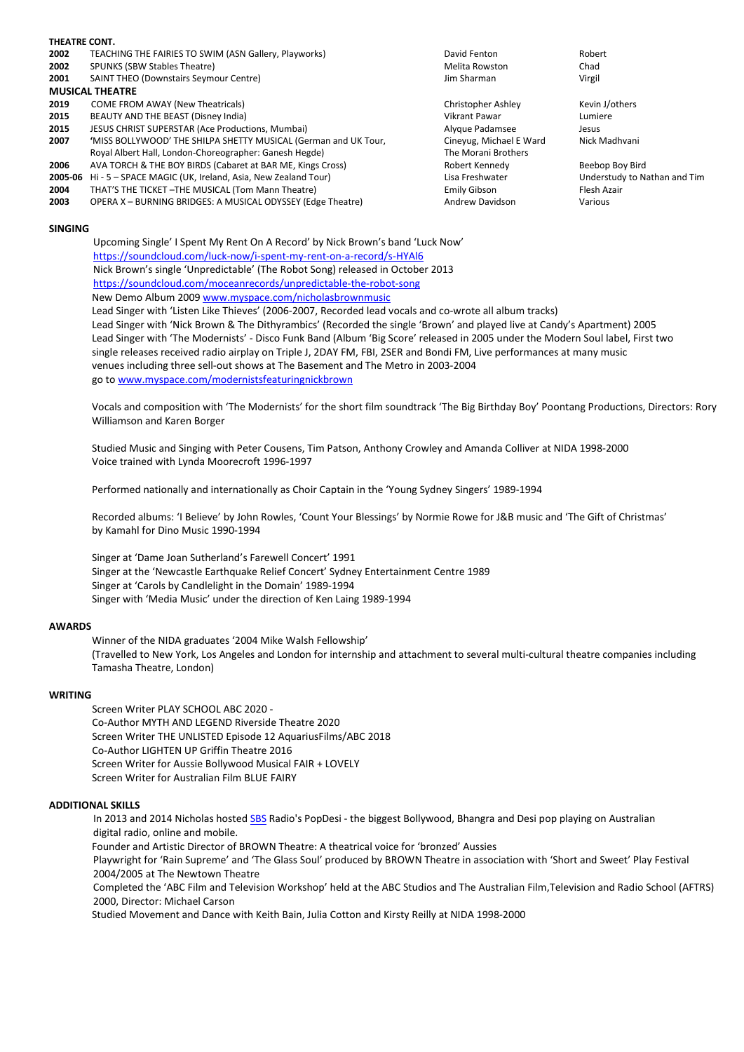**THEATRE CONT.**

| | | | |
|---|---|---|---|
| 2002 | TEACHING THE FAIRIES TO SWIM (ASN Gallery, Playworks) | David Fenton | Robert |
| 2002 | SPUNKS (SBW Stables Theatre) | Melita Rowston | Chad |
| 2001 | SAINT THEO (Downstairs Seymour Centre) | Jim Sharman | Virgil |

**MUSICAL THEATRE**

| | | | |
|---|---|---|---|
| 2019 | COME FROM AWAY (New Theatricals) | Christopher Ashley | Kevin J/others |
| 2015 | BEAUTY AND THE BEAST (Disney India) | Vikrant Pawar | Lumiere |
| 2015 | JESUS CHRIST SUPERSTAR (Ace Productions, Mumbai) | Alyque Padamsee | Jesus |
| 2007 | 'MISS BOLLYWOOD' THE SHILPA SHETTY MUSICAL (German and UK Tour, Royal Albert Hall, London-Choreographer: Ganesh Hegde) | Cineyug, Michael E Ward The Morani Brothers | Nick Madhvani |
| 2006 | AVA TORCH & THE BOY BIRDS (Cabaret at BAR ME, Kings Cross) | Robert Kennedy | Beebop Boy Bird |
| 2005-06 | Hi - 5 – SPACE MAGIC (UK, Ireland, Asia, New Zealand Tour) | Lisa Freshwater | Understudy to Nathan and Tim |
| 2004 | THAT'S THE TICKET –THE MUSICAL (Tom Mann Theatre) | Emily Gibson | Flesh Azair |
| 2003 | OPERA X – BURNING BRIDGES: A MUSICAL ODYSSEY (Edge Theatre) | Andrew Davidson | Various |

**SINGING**

Upcoming Single' I Spent My Rent On A Record' by Nick Brown's band 'Luck Now'
https://soundcloud.com/luck-now/i-spent-my-rent-on-a-record/s-HYAl6
Nick Brown's single 'Unpredictable' (The Robot Song) released in October 2013
https://soundcloud.com/moceanrecords/unpredictable-the-robot-song
New Demo Album 2009 www.myspace.com/nicholasbrownmusic
Lead Singer with 'Listen Like Thieves' (2006-2007, Recorded lead vocals and co-wrote all album tracks)
Lead Singer with 'Nick Brown & The Dithyrambics' (Recorded the single 'Brown' and played live at Candy's Apartment) 2005
Lead Singer with 'The Modernists' - Disco Funk Band (Album 'Big Score' released in 2005 under the Modern Soul label, First two single releases received radio airplay on Triple J, 2DAY FM, FBI, 2SER and Bondi FM, Live performances at many music venues including three sell-out shows at The Basement and The Metro in 2003-2004
go to www.myspace.com/modernistsfeaturingnickbrown

Vocals and composition with 'The Modernists' for the short film soundtrack 'The Big Birthday Boy' Poontang Productions, Directors: Rory Williamson and Karen Borger

Studied Music and Singing with Peter Cousens, Tim Patson, Anthony Crowley and Amanda Colliver at NIDA 1998-2000
Voice trained with Lynda Moorecroft 1996-1997

Performed nationally and internationally as Choir Captain in the 'Young Sydney Singers' 1989-1994

Recorded albums: 'I Believe' by John Rowles, 'Count Your Blessings' by Normie Rowe for J&B music and 'The Gift of Christmas' by Kamahl for Dino Music 1990-1994

Singer at 'Dame Joan Sutherland's Farewell Concert' 1991
Singer at the 'Newcastle Earthquake Relief Concert' Sydney Entertainment Centre 1989
Singer at 'Carols by Candlelight in the Domain' 1989-1994
Singer with 'Media Music' under the direction of Ken Laing 1989-1994

**AWARDS**

Winner of the NIDA graduates '2004 Mike Walsh Fellowship'
(Travelled to New York, Los Angeles and London for internship and attachment to several multi-cultural theatre companies including Tamasha Theatre, London)

**WRITING**

Screen Writer PLAY SCHOOL ABC 2020 -
Co-Author MYTH AND LEGEND Riverside Theatre 2020
Screen Writer THE UNLISTED Episode 12 AquariusFilms/ABC 2018
Co-Author LIGHTEN UP Griffin Theatre 2016
Screen Writer for Aussie Bollywood Musical FAIR + LOVELY
Screen Writer for Australian Film BLUE FAIRY

**ADDITIONAL SKILLS**

In 2013 and 2014 Nicholas hosted SBS Radio's PopDesi - the biggest Bollywood, Bhangra and Desi pop playing on Australian digital radio, online and mobile.
Founder and Artistic Director of BROWN Theatre: A theatrical voice for 'bronzed' Aussies
Playwright for 'Rain Supreme' and 'The Glass Soul' produced by BROWN Theatre in association with 'Short and Sweet' Play Festival 2004/2005 at The Newtown Theatre
Completed the 'ABC Film and Television Workshop' held at the ABC Studios and The Australian Film,Television and Radio School (AFTRS) 2000, Director: Michael Carson
Studied Movement and Dance with Keith Bain, Julia Cotton and Kirsty Reilly at NIDA 1998-2000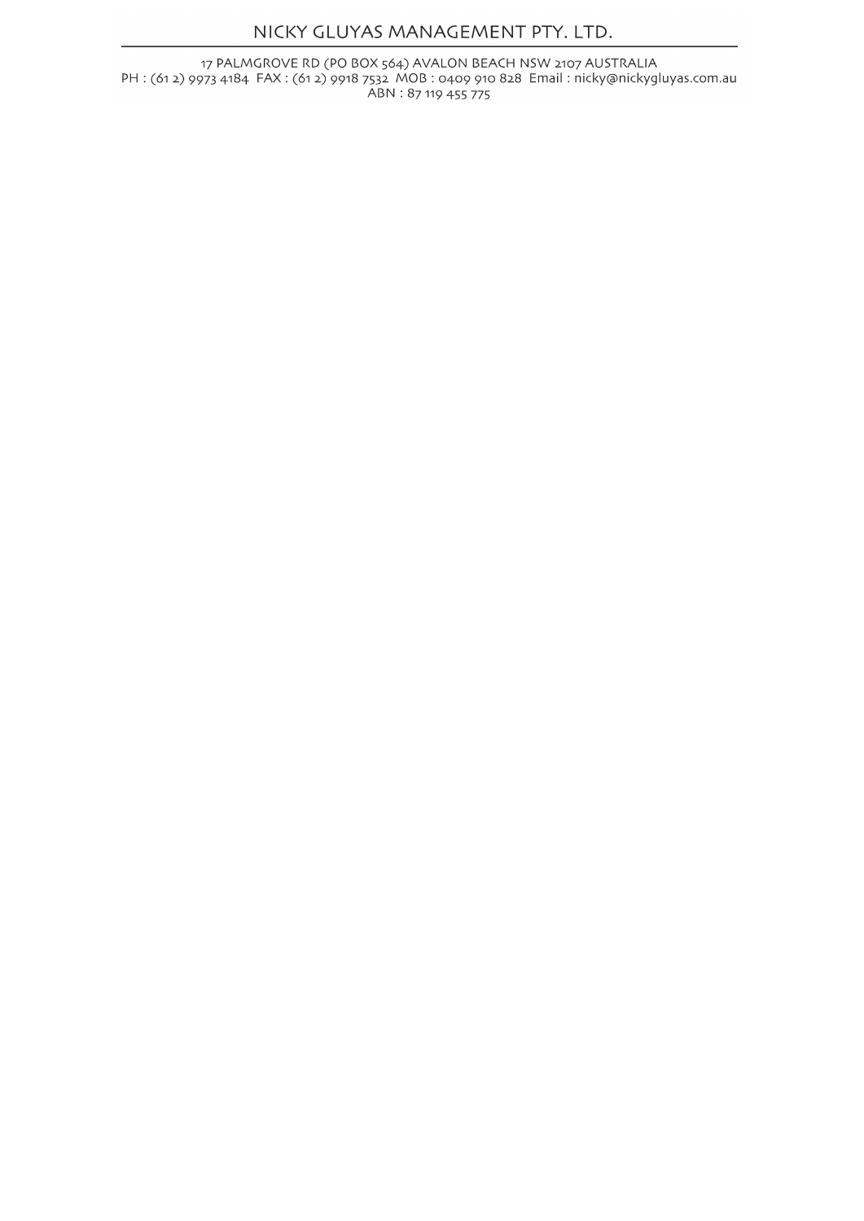NICKY GLUYAS MANAGEMENT PTY. LTD.

17 PALMGROVE RD (PO BOX 564) AVALON BEACH NSW 2107 AUSTRALIA
PH : (61 2) 9973 4184 FAX : (61 2) 9918 7532 MOB : 0409 910 828 Email : nicky@nickygluyas.com.au
ABN : 87 119 455 775